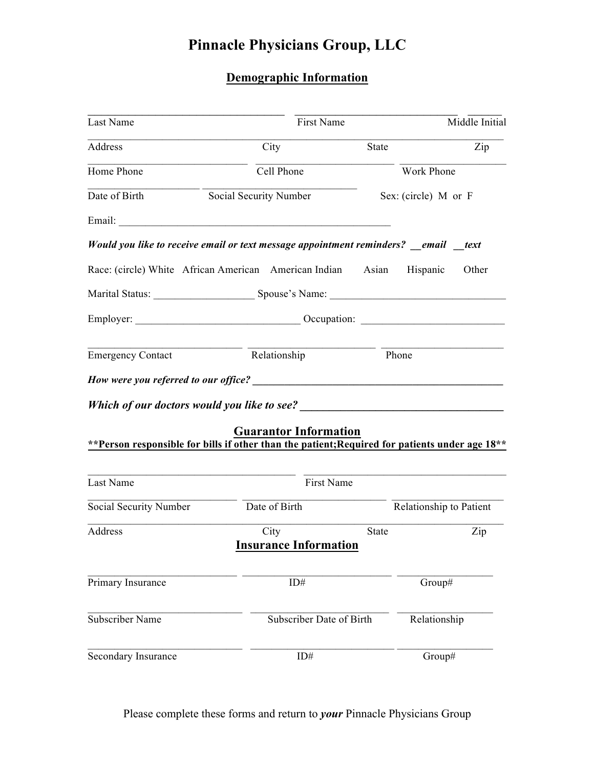# Pinnacle Physicians Group, LLC

## Demographic Information

\_\_\_\_\_\_\_\_\_\_\_\_\_\_\_\_\_\_\_\_\_\_\_\_\_\_\_\_\_\_\_\_\_\_\_\_ \_\_\_\_\_\_\_\_\_\_\_\_\_\_\_\_\_\_\_\_\_\_\_\_\_\_\_\_\_\_ \_\_\_\_\_\_
Last Name First Name Middle Initial

\_\_\_\_\_\_\_\_\_\_\_\_\_\_\_\_\_\_\_\_\_\_\_\_\_\_\_\_\_\_\_\_\_\_\_\_\_\_\_\_\_\_\_\_\_\_\_\_\_\_\_\_\_\_\_\_\_\_\_\_\_\_\_\_\_\_\_\_\_\_\_\_\_\_
Address City State Zip

\_\_\_\_\_\_\_\_\_\_\_\_\_\_\_\_\_\_\_\_\_\_\_\_\_\_\_\_\_ \_\_\_\_\_\_\_\_\_\_\_\_\_\_\_\_\_\_\_\_\_\_\_\_\_\_\_\_\_ \_\_\_\_\_\_\_\_\_\_\_\_\_\_\_\_\_\_\_\_
Home Phone Cell Phone Work Phone

\_\_\_\_\_\_\_\_\_\_\_\_\_\_\_\_\_\_\_\_ \_\_\_\_\_\_\_\_\_\_\_\_\_\_\_\_\_\_\_\_\_\_\_\_\_\_\_\_\_
Date of Birth Social Security Number Sex: (circle) M or F

Email: \_\_\_\_\_\_\_\_\_\_\_\_\_\_\_\_\_\_\_\_\_\_\_\_\_\_\_\_\_\_\_\_\_\_\_\_\_\_\_\_\_\_\_\_\_\_\_\_\_\_\_\_

***Would you like to receive email or text message appointment reminders? \_\_email \_\_text***

Race: (circle) White African American American Indian Asian Hispanic Other

Marital Status: \_\_\_\_\_\_\_\_\_\_\_\_\_\_\_\_\_\_\_ Spouse's Name: \_\_\_\_\_\_\_\_\_\_\_\_\_\_\_\_\_\_\_\_\_\_\_\_\_\_\_\_\_\_\_\_\_\_

Employer: \_\_\_\_\_\_\_\_\_\_\_\_\_\_\_\_\_\_\_\_\_\_\_\_\_\_\_\_\_\_ Occupation: \_\_\_\_\_\_\_\_\_\_\_\_\_\_\_\_\_\_\_\_\_\_\_\_\_\_\_

\_\_\_\_\_\_\_\_\_\_\_\_\_\_\_\_\_\_\_\_\_\_\_\_\_\_\_\_ \_\_\_\_\_\_\_\_\_\_\_\_\_\_\_\_\_\_\_\_\_\_\_ \_\_\_\_\_\_\_\_\_\_\_\_\_\_\_\_\_\_\_\_\_\_\_
Emergency Contact Relationship Phone

***How were you referred to our office?*** \_\_\_\_\_\_\_\_\_\_\_\_\_\_\_\_\_\_\_\_\_\_\_\_\_\_\_\_\_\_\_\_\_\_\_\_\_\_\_\_\_\_\_\_\_\_

***Which of our doctors would you like to see?*** \_\_\_\_\_\_\_\_\_\_\_\_\_\_\_\_\_\_\_\_\_\_\_\_\_\_\_\_\_\_\_\_\_\_\_\_\_\_

## Guarantor Information

****Person responsible for bills if other than the patient;Required for patients under age 18****

\_\_\_\_\_\_\_\_\_\_\_\_\_\_\_\_\_\_\_\_\_\_\_\_\_\_\_\_\_\_\_\_\_\_\_\_\_\_\_ \_\_\_\_\_\_\_\_\_\_\_\_\_\_\_\_\_\_\_\_\_\_\_\_\_\_\_\_\_\_\_\_\_\_\_\_\_\_
Last Name First Name

\_\_\_\_\_\_\_\_\_\_\_\_\_\_\_\_\_\_\_\_\_\_\_\_\_\_\_\_ \_\_\_\_\_\_\_\_\_\_\_\_\_\_\_\_\_\_\_\_\_\_\_\_\_\_\_ \_\_\_\_\_\_\_\_\_\_\_\_\_\_\_\_\_\_\_\_\_
Social Security Number Date of Birth Relationship to Patient

\_\_\_\_\_\_\_\_\_\_\_\_\_\_\_\_\_\_\_\_\_\_\_\_\_\_\_\_\_\_\_\_\_\_\_\_\_\_\_\_\_\_\_\_\_\_\_\_\_\_\_\_\_\_\_\_\_\_\_\_\_\_\_\_\_\_\_\_\_\_\_\_\_\_
Address City State Zip

## Insurance Information

\_\_\_\_\_\_\_\_\_\_\_\_\_\_\_\_\_\_\_\_\_\_\_\_\_\_\_\_ \_\_\_\_\_\_\_\_\_\_\_\_\_\_\_\_\_\_\_\_\_\_\_\_\_\_\_\_ \_\_\_\_\_\_\_\_\_\_\_\_\_\_\_\_\_\_
Primary Insurance ID# Group#

\_\_\_\_\_\_\_\_\_\_\_\_\_\_\_\_\_\_\_\_\_\_\_\_\_\_\_\_\_ \_\_\_\_\_\_\_\_\_\_\_\_\_\_\_\_\_\_\_\_\_\_\_\_\_\_ \_\_\_\_\_\_\_\_\_\_\_\_\_\_\_\_\_\_
Subscriber Name Subscriber Date of Birth Relationship

\_\_\_\_\_\_\_\_\_\_\_\_\_\_\_\_\_\_\_\_\_\_\_\_\_\_\_\_\_ \_\_\_\_\_\_\_\_\_\_\_\_\_\_\_\_\_\_\_\_\_\_\_\_\_\_\_ \_\_\_\_\_\_\_\_\_\_\_\_\_\_\_\_\_\_
Secondary Insurance ID# Group#

Please complete these forms and return to ***your*** Pinnacle Physicians Group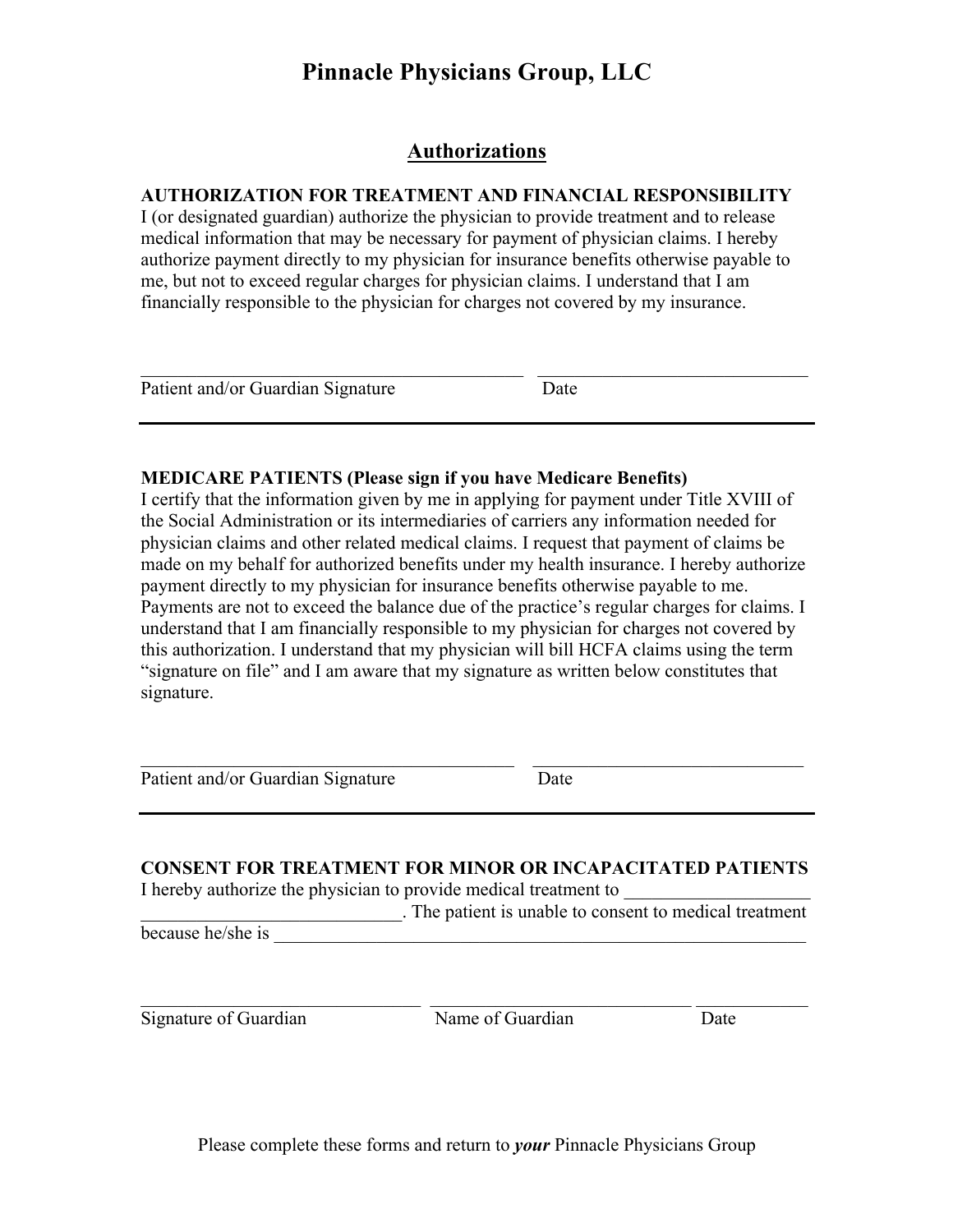# Pinnacle Physicians Group, LLC

## Authorizations

**AUTHORIZATION FOR TREATMENT AND FINANCIAL RESPONSIBILITY**

I (or designated guardian) authorize the physician to provide treatment and to release medical information that may be necessary for payment of physician claims. I hereby authorize payment directly to my physician for insurance benefits otherwise payable to me, but not to exceed regular charges for physician claims. I understand that I am financially responsible to the physician for charges not covered by my insurance.

\_\_\_\_\_\_\_\_\_\_\_\_\_\_\_\_\_\_\_\_\_\_\_\_\_\_\_\_\_\_\_\_\_\_\_\_ \_\_\_\_\_\_\_\_\_\_\_\_\_\_\_\_\_\_\_\_\_\_\_\_\_\_\_\_\_\_

Patient and/or Guardian Signature Date

---

**MEDICARE PATIENTS (Please sign if you have Medicare Benefits)**

I certify that the information given by me in applying for payment under Title XVIII of the Social Administration or its intermediaries of carriers any information needed for physician claims and other related medical claims. I request that payment of claims be made on my behalf for authorized benefits under my health insurance. I hereby authorize payment directly to my physician for insurance benefits otherwise payable to me. Payments are not to exceed the balance due of the practice's regular charges for claims. I understand that I am financially responsible to my physician for charges not covered by this authorization. I understand that my physician will bill HCFA claims using the term "signature on file" and I am aware that my signature as written below constitutes that signature.

\_\_\_\_\_\_\_\_\_\_\_\_\_\_\_\_\_\_\_\_\_\_\_\_\_\_\_\_\_\_\_\_\_\_\_\_ \_\_\_\_\_\_\_\_\_\_\_\_\_\_\_\_\_\_\_\_\_\_\_\_\_\_\_\_\_\_

Patient and/or Guardian Signature Date

---

**CONSENT FOR TREATMENT FOR MINOR OR INCAPACITATED PATIENTS**

I hereby authorize the physician to provide medical treatment to \_\_\_\_\_\_\_\_\_\_\_\_\_\_\_\_\_\_\_\_ \_\_\_\_\_\_\_\_\_\_\_\_\_\_\_\_\_\_\_\_\_\_\_\_\_\_\_\_\_. The patient is unable to consent to medical treatment because he/she is \_\_\_\_\_\_\_\_\_\_\_\_\_\_\_\_\_\_\_\_\_\_\_\_\_\_\_\_\_\_\_\_\_\_\_\_\_\_\_\_\_\_\_\_\_\_\_\_\_\_\_\_\_\_\_\_\_\_

\_\_\_\_\_\_\_\_\_\_\_\_\_\_\_\_\_\_\_\_\_\_\_\_\_\_\_\_\_ \_\_\_\_\_\_\_\_\_\_\_\_\_\_\_\_\_\_\_\_\_\_\_\_\_\_\_\_\_ \_\_\_\_\_\_\_\_\_\_\_\_

Signature of Guardian Name of Guardian Date

Please complete these forms and return to ***your*** Pinnacle Physicians Group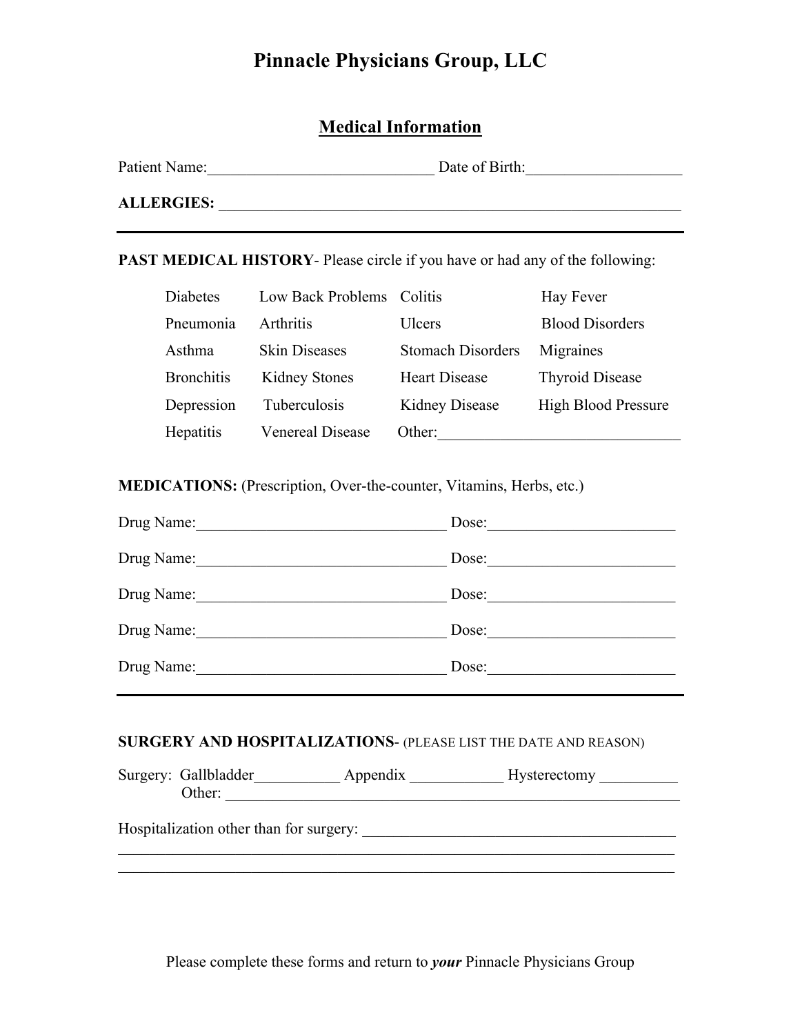# Pinnacle Physicians Group, LLC

## Medical Information

Patient Name:_____________________________ Date of Birth:____________________

**ALLERGIES:** _____________________________________________________________

**PAST MEDICAL HISTORY**- Please circle if you have or had any of the following:

| | | | |
|---|---|---|---|
| Diabetes | Low Back Problems | Colitis | Hay Fever |
| Pneumonia | Arthritis | Ulcers | Blood Disorders |
| Asthma | Skin Diseases | Stomach Disorders | Migraines |
| Bronchitis | Kidney Stones | Heart Disease | Thyroid Disease |
| Depression | Tuberculosis | Kidney Disease | High Blood Pressure |
| Hepatitis | Venereal Disease | Other:_______________________________ | |

**MEDICATIONS:** (Prescription, Over-the-counter, Vitamins, Herbs, etc.)

Drug Name:________________________________ Dose:________________________

Drug Name:________________________________ Dose:________________________

Drug Name:________________________________ Dose:________________________

Drug Name:________________________________ Dose:________________________

Drug Name:________________________________ Dose:________________________

**SURGERY AND HOSPITALIZATIONS**- (PLEASE LIST THE DATE AND REASON)

Surgery: Gallbladder___________ Appendix ____________ Hysterectomy __________
Other: ____________________________________________________________

Hospitalization other than for surgery: _________________________________________

_________________________________________________________________________

_________________________________________________________________________

Please complete these forms and return to ***your*** Pinnacle Physicians Group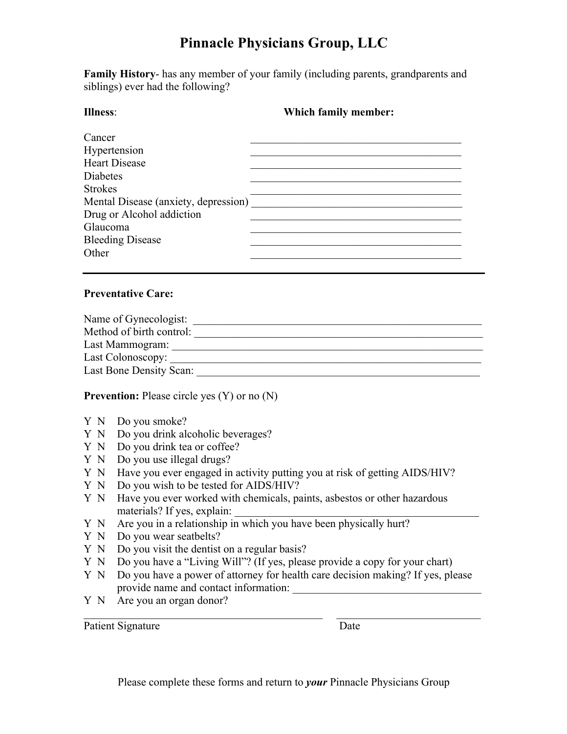# Pinnacle Physicians Group, LLC

**Family History**- has any member of your family (including parents, grandparents and siblings) ever had the following?

| **Illness**: | **Which family member:** |
|---|---|
| Cancer | ______________________________ |
| Hypertension | ______________________________ |
| Heart Disease | ______________________________ |
| Diabetes | ______________________________ |
| Strokes | ______________________________ |
| Mental Disease (anxiety, depression) | ______________________________ |
| Drug or Alcohol addiction | ______________________________ |
| Glaucoma | ______________________________ |
| Bleeding Disease | ______________________________ |
| Other | ______________________________ |

---

**Preventative Care:**

Name of Gynecologist: ______________________________

Method of birth control: ______________________________

Last Mammogram: ______________________________

Last Colonoscopy: ______________________________

Last Bone Density Scan: ______________________________

**Prevention:** Please circle yes (Y) or no (N)

- Y N Do you smoke?
- Y N Do you drink alcoholic beverages?
- Y N Do you drink tea or coffee?
- Y N Do you use illegal drugs?
- Y N Have you ever engaged in activity putting you at risk of getting AIDS/HIV?
- Y N Do you wish to be tested for AIDS/HIV?
- Y N Have you ever worked with chemicals, paints, asbestos or other hazardous materials? If yes, explain: ______________________________
- Y N Are you in a relationship in which you have been physically hurt?
- Y N Do you wear seatbelts?
- Y N Do you visit the dentist on a regular basis?
- Y N Do you have a "Living Will"? (If yes, please provide a copy for your chart)
- Y N Do you have a power of attorney for health care decision making? If yes, please provide name and contact information: ______________________________
- Y N Are you an organ donor?

______________________________ ______________________

Patient Signature Date

Please complete these forms and return to ***your*** Pinnacle Physicians Group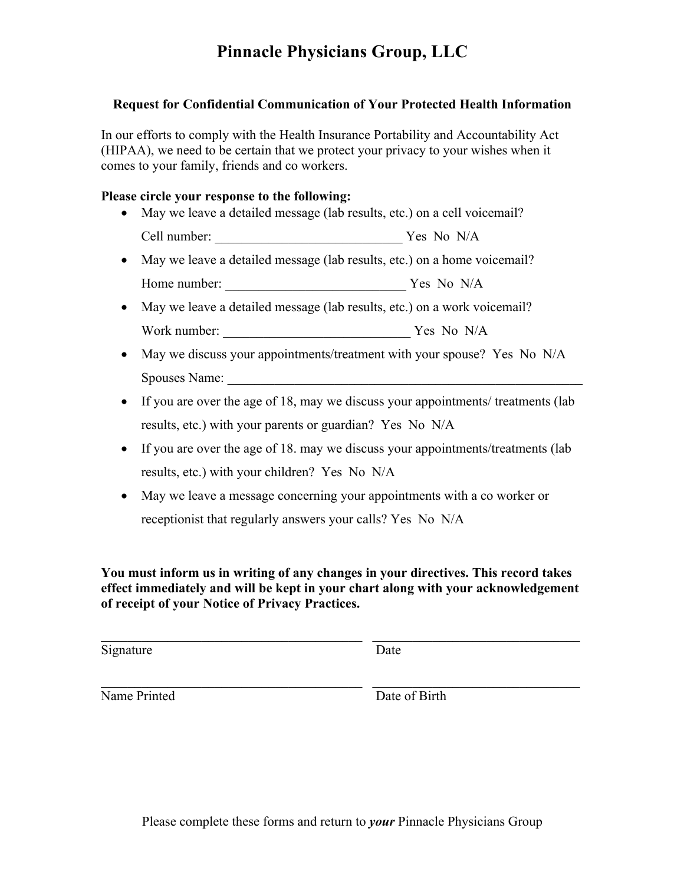# Pinnacle Physicians Group, LLC

### Request for Confidential Communication of Your Protected Health Information

In our efforts to comply with the Health Insurance Portability and Accountability Act (HIPAA), we need to be certain that we protect your privacy to your wishes when it comes to your family, friends and co workers.

**Please circle your response to the following:**

- May we leave a detailed message (lab results, etc.) on a cell voicemail?
  Cell number: ____________________________ Yes No N/A
- May we leave a detailed message (lab results, etc.) on a home voicemail?
  Home number: ___________________________ Yes No N/A
- May we leave a detailed message (lab results, etc.) on a work voicemail?
  Work number: ____________________________ Yes No N/A
- May we discuss your appointments/treatment with your spouse? Yes No N/A
  Spouses Name: ______________________________________________________
- If you are over the age of 18, may we discuss your appointments/ treatments (lab results, etc.) with your parents or guardian? Yes No N/A
- If you are over the age of 18. may we discuss your appointments/treatments (lab results, etc.) with your children? Yes No N/A
- May we leave a message concerning your appointments with a co worker or receptionist that regularly answers your calls? Yes No N/A

**You must inform us in writing of any changes in your directives. This record takes effect immediately and will be kept in your chart along with your acknowledgement of receipt of your Notice of Privacy Practices.**

________________________________________ ________________________________
Signature Date

________________________________________ ________________________________
Name Printed Date of Birth

Please complete these forms and return to ***your*** Pinnacle Physicians Group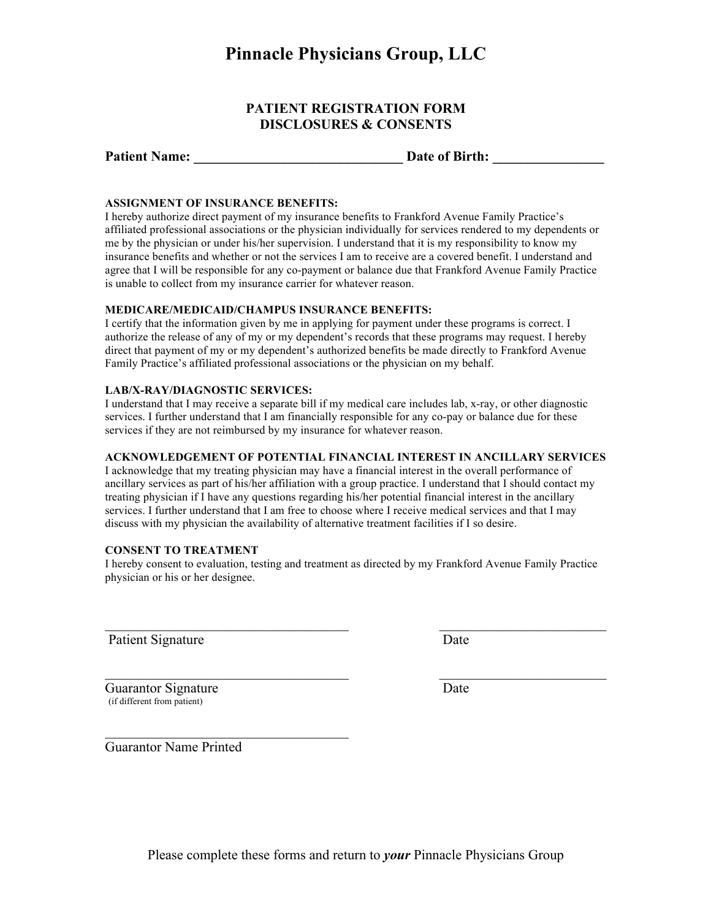# Pinnacle Physicians Group, LLC

## PATIENT REGISTRATION FORM
## DISCLOSURES & CONSENTS

**Patient Name: ______________________________ Date of Birth: ________________**

**ASSIGNMENT OF INSURANCE BENEFITS:**
I hereby authorize direct payment of my insurance benefits to Frankford Avenue Family Practice's affiliated professional associations or the physician individually for services rendered to my dependents or me by the physician or under his/her supervision. I understand that it is my responsibility to know my insurance benefits and whether or not the services I am to receive are a covered benefit. I understand and agree that I will be responsible for any co-payment or balance due that Frankford Avenue Family Practice is unable to collect from my insurance carrier for whatever reason.

**MEDICARE/MEDICAID/CHAMPUS INSURANCE BENEFITS:**
I certify that the information given by me in applying for payment under these programs is correct. I authorize the release of any of my or my dependent's records that these programs may request. I hereby direct that payment of my or my dependent's authorized benefits be made directly to Frankford Avenue Family Practice's affiliated professional associations or the physician on my behalf.

**LAB/X-RAY/DIAGNOSTIC SERVICES:**
I understand that I may receive a separate bill if my medical care includes lab, x-ray, or other diagnostic services. I further understand that I am financially responsible for any co-pay or balance due for these services if they are not reimbursed by my insurance for whatever reason.

**ACKNOWLEDGEMENT OF POTENTIAL FINANCIAL INTEREST IN ANCILLARY SERVICES**
I acknowledge that my treating physician may have a financial interest in the overall performance of ancillary services as part of his/her affiliation with a group practice. I understand that I should contact my treating physician if I have any questions regarding his/her potential financial interest in the ancillary services. I further understand that I am free to choose where I receive medical services and that I may discuss with my physician the availability of alternative treatment facilities if I so desire.

**CONSENT TO TREATMENT**
I hereby consent to evaluation, testing and treatment as directed by my Frankford Avenue Family Practice physician or his or her designee.

____________________________________ ________________________
Patient Signature Date

____________________________________ ________________________
Guarantor Signature Date
(if different from patient)

____________________________________
Guarantor Name Printed

Please complete these forms and return to ***your*** Pinnacle Physicians Group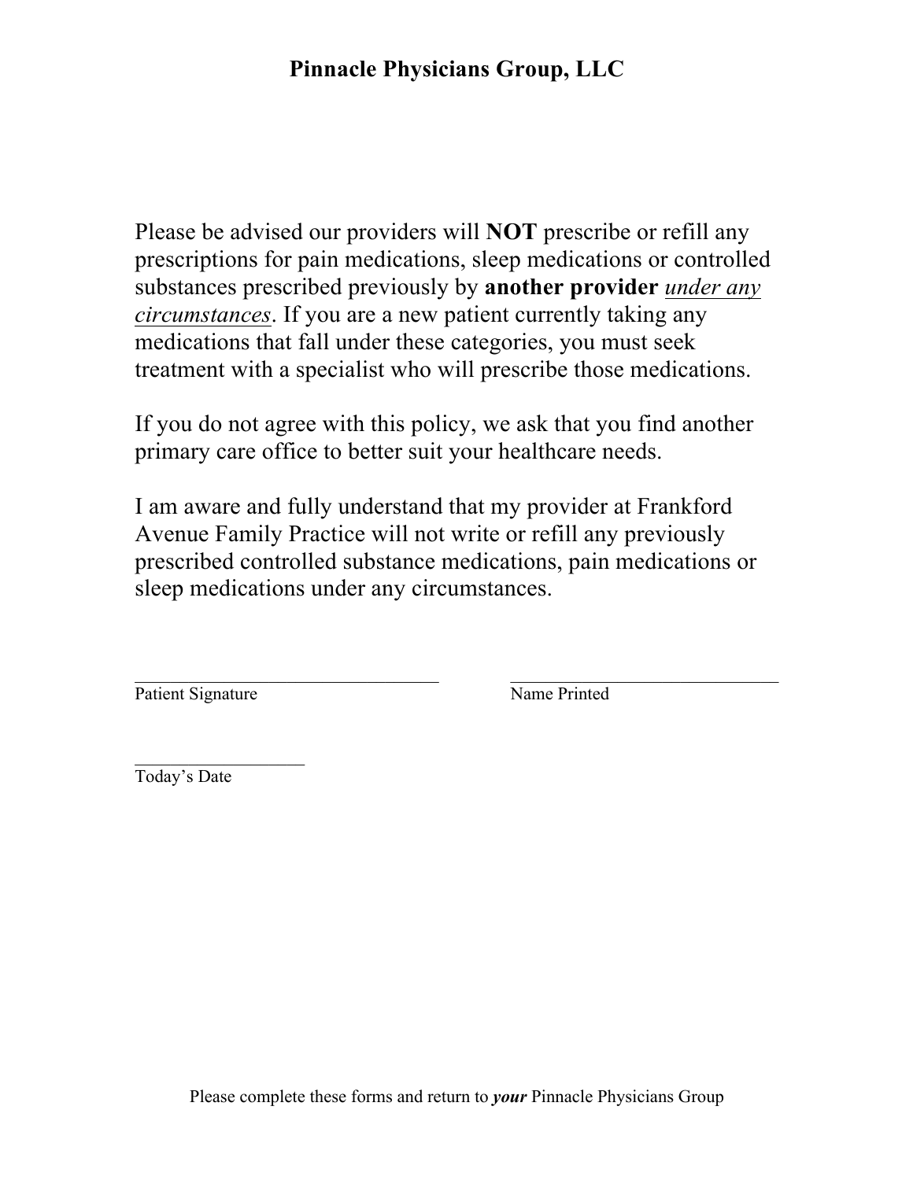# Pinnacle Physicians Group, LLC

Please be advised our providers will **NOT** prescribe or refill any prescriptions for pain medications, sleep medications or controlled substances prescribed previously by **another provider** <u>*under any circumstances*</u>. If you are a new patient currently taking any medications that fall under these categories, you must seek treatment with a specialist who will prescribe those medications.

If you do not agree with this policy, we ask that you find another primary care office to better suit your healthcare needs.

I am aware and fully understand that my provider at Frankford Avenue Family Practice will not write or refill any previously prescribed controlled substance medications, pain medications or sleep medications under any circumstances.

\_\_\_\_\_\_\_\_\_\_\_\_\_\_\_\_\_\_\_\_\_\_\_\_\_\_\_\_\_\_\_\_\_\_ \_\_\_\_\_\_\_\_\_\_\_\_\_\_\_\_\_\_\_\_\_\_\_\_\_\_\_\_\_\_\_\_

Patient Signature Name Printed

\_\_\_\_\_\_\_\_\_\_\_\_\_\_\_\_\_\_\_\_

Today's Date

Please complete these forms and return to ***your*** Pinnacle Physicians Group